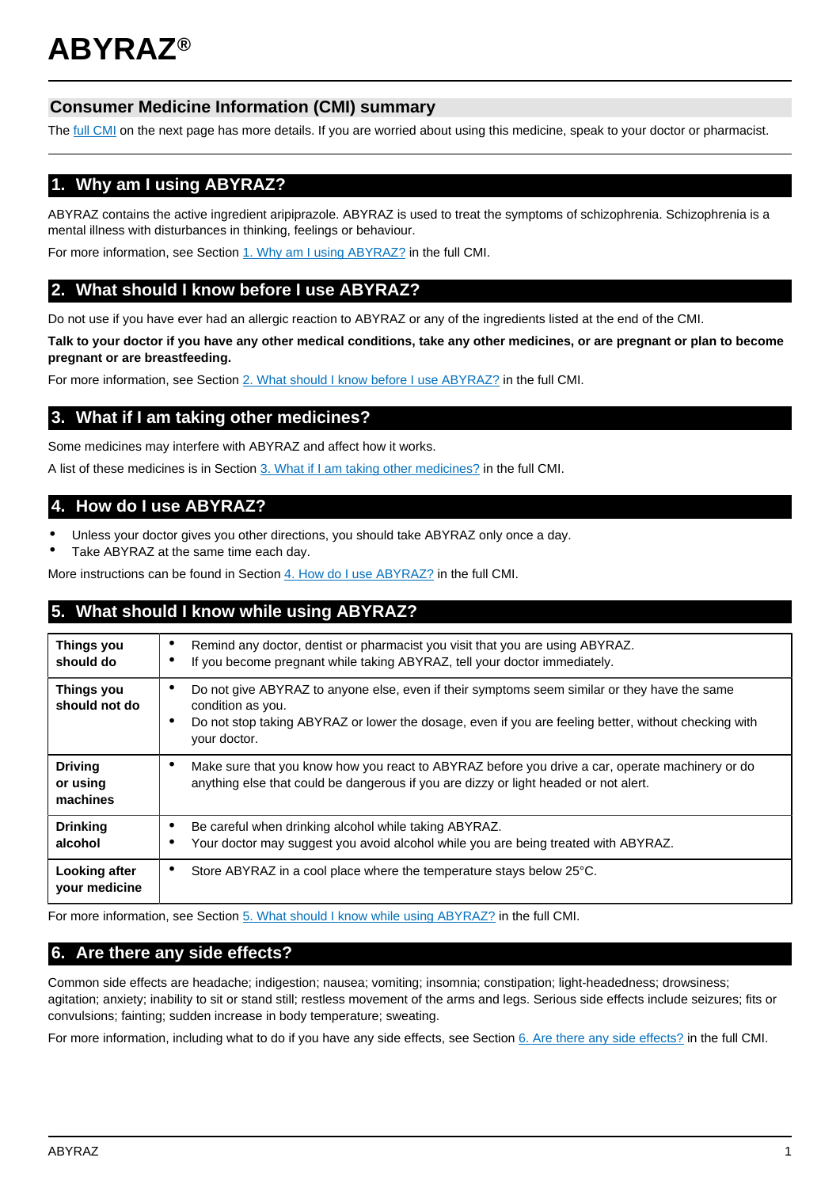# ABYRAZ®

## Consumer Medicine Information (CMI) summary

The full CMI on the next page has more details. If you are worried about using this medicine, speak to your doctor or pharmacist.

## 1. Why am I using ABYRAZ?

ABYRAZ contains the active ingredient aripiprazole. ABYRAZ is used to treat the symptoms of schizophrenia. Schizophrenia is a mental illness with disturbances in thinking, feelings or behaviour.

For more information, see Section 1. Why am I using ABYRAZ? in the full CMI.

## 2. What should I know before I use ABYRAZ?

Do not use if you have ever had an allergic reaction to ABYRAZ or any of the ingredients listed at the end of the CMI.

**Talk to your doctor if you have any other medical conditions, take any other medicines, or are pregnant or plan to become pregnant or are breastfeeding.**

For more information, see Section 2. What should I know before I use ABYRAZ? in the full CMI.

## 3. What if I am taking other medicines?

Some medicines may interfere with ABYRAZ and affect how it works.

A list of these medicines is in Section 3. What if I am taking other medicines? in the full CMI.

## 4. How do I use ABYRAZ?

- Unless your doctor gives you other directions, you should take ABYRAZ only once a day.
- Take ABYRAZ at the same time each day.

More instructions can be found in Section 4. How do I use ABYRAZ? in the full CMI.

## 5. What should I know while using ABYRAZ?

| | |
|---|---|
| **Things you should do** | • Remind any doctor, dentist or pharmacist you visit that you are using ABYRAZ.<br>• If you become pregnant while taking ABYRAZ, tell your doctor immediately. |
| **Things you should not do** | • Do not give ABYRAZ to anyone else, even if their symptoms seem similar or they have the same condition as you.<br>• Do not stop taking ABYRAZ or lower the dosage, even if you are feeling better, without checking with your doctor. |
| **Driving or using machines** | • Make sure that you know how you react to ABYRAZ before you drive a car, operate machinery or do anything else that could be dangerous if you are dizzy or light headed or not alert. |
| **Drinking alcohol** | • Be careful when drinking alcohol while taking ABYRAZ.<br>• Your doctor may suggest you avoid alcohol while you are being treated with ABYRAZ. |
| **Looking after your medicine** | • Store ABYRAZ in a cool place where the temperature stays below 25°C. |

For more information, see Section 5. What should I know while using ABYRAZ? in the full CMI.

## 6. Are there any side effects?

Common side effects are headache; indigestion; nausea; vomiting; insomnia; constipation; light-headedness; drowsiness; agitation; anxiety; inability to sit or stand still; restless movement of the arms and legs. Serious side effects include seizures; fits or convulsions; fainting; sudden increase in body temperature; sweating.

For more information, including what to do if you have any side effects, see Section 6. Are there any side effects? in the full CMI.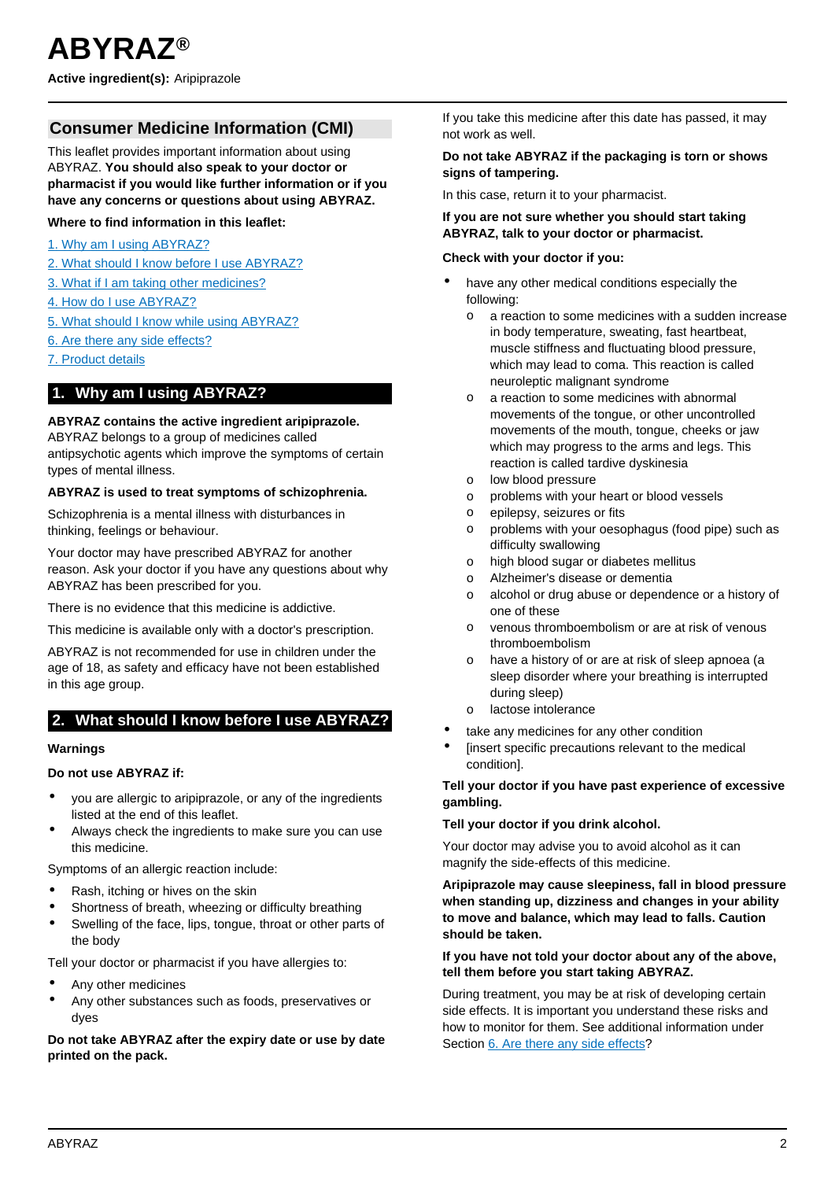# ABYRAZ®

**Active ingredient(s):** Aripiprazole

## Consumer Medicine Information (CMI)

This leaflet provides important information about using ABYRAZ. **You should also speak to your doctor or pharmacist if you would like further information or if you have any concerns or questions about using ABYRAZ.**

**Where to find information in this leaflet:**

1. Why am I using ABYRAZ?
2. What should I know before I use ABYRAZ?
3. What if I am taking other medicines?
4. How do I use ABYRAZ?
5. What should I know while using ABYRAZ?
6. Are there any side effects?
7. Product details

## 1. Why am I using ABYRAZ?

**ABYRAZ contains the active ingredient aripiprazole.** ABYRAZ belongs to a group of medicines called antipsychotic agents which improve the symptoms of certain types of mental illness.

**ABYRAZ is used to treat symptoms of schizophrenia.**

Schizophrenia is a mental illness with disturbances in thinking, feelings or behaviour.

Your doctor may have prescribed ABYRAZ for another reason. Ask your doctor if you have any questions about why ABYRAZ has been prescribed for you.

There is no evidence that this medicine is addictive.

This medicine is available only with a doctor's prescription.

ABYRAZ is not recommended for use in children under the age of 18, as safety and efficacy have not been established in this age group.

## 2. What should I know before I use ABYRAZ?

### Warnings

**Do not use ABYRAZ if:**

- you are allergic to aripiprazole, or any of the ingredients listed at the end of this leaflet.
- Always check the ingredients to make sure you can use this medicine.

Symptoms of an allergic reaction include:

- Rash, itching or hives on the skin
- Shortness of breath, wheezing or difficulty breathing
- Swelling of the face, lips, tongue, throat or other parts of the body

Tell your doctor or pharmacist if you have allergies to:

- Any other medicines
- Any other substances such as foods, preservatives or dyes

**Do not take ABYRAZ after the expiry date or use by date printed on the pack.**

If you take this medicine after this date has passed, it may not work as well.

**Do not take ABYRAZ if the packaging is torn or shows signs of tampering.**

In this case, return it to your pharmacist.

**If you are not sure whether you should start taking ABYRAZ, talk to your doctor or pharmacist.**

**Check with your doctor if you:**

- have any other medical conditions especially the following:
  - a reaction to some medicines with a sudden increase in body temperature, sweating, fast heartbeat, muscle stiffness and fluctuating blood pressure, which may lead to coma. This reaction is called neuroleptic malignant syndrome
  - a reaction to some medicines with abnormal movements of the tongue, or other uncontrolled movements of the mouth, tongue, cheeks or jaw which may progress to the arms and legs. This reaction is called tardive dyskinesia
  - low blood pressure
  - problems with your heart or blood vessels
  - epilepsy, seizures or fits
  - problems with your oesophagus (food pipe) such as difficulty swallowing
  - high blood sugar or diabetes mellitus
  - Alzheimer's disease or dementia
  - alcohol or drug abuse or dependence or a history of one of these
  - venous thromboembolism or are at risk of venous thromboembolism
  - have a history of or are at risk of sleep apnoea (a sleep disorder where your breathing is interrupted during sleep)
  - lactose intolerance
- take any medicines for any other condition
- [insert specific precautions relevant to the medical condition].

**Tell your doctor if you have past experience of excessive gambling.**

**Tell your doctor if you drink alcohol.**

Your doctor may advise you to avoid alcohol as it can magnify the side-effects of this medicine.

**Aripiprazole may cause sleepiness, fall in blood pressure when standing up, dizziness and changes in your ability to move and balance, which may lead to falls. Caution should be taken.**

**If you have not told your doctor about any of the above, tell them before you start taking ABYRAZ.**

During treatment, you may be at risk of developing certain side effects. It is important you understand these risks and how to monitor for them. See additional information under Section 6. Are there any side effects?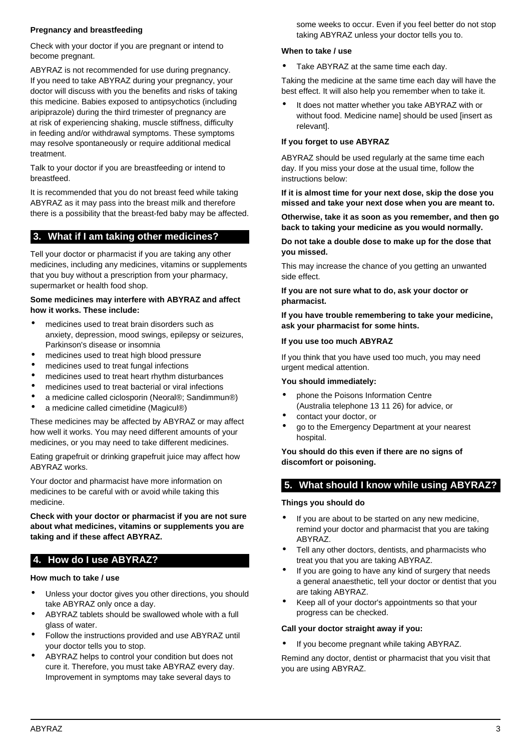### Pregnancy and breastfeeding

Check with your doctor if you are pregnant or intend to become pregnant.

ABYRAZ is not recommended for use during pregnancy. If you need to take ABYRAZ during your pregnancy, your doctor will discuss with you the benefits and risks of taking this medicine. Babies exposed to antipsychotics (including aripiprazole) during the third trimester of pregnancy are at risk of experiencing shaking, muscle stiffness, difficulty in feeding and/or withdrawal symptoms. These symptoms may resolve spontaneously or require additional medical treatment.

Talk to your doctor if you are breastfeeding or intend to breastfeed.

It is recommended that you do not breast feed while taking ABYRAZ as it may pass into the breast milk and therefore there is a possibility that the breast-fed baby may be affected.

## 3. What if I am taking other medicines?

Tell your doctor or pharmacist if you are taking any other medicines, including any medicines, vitamins or supplements that you buy without a prescription from your pharmacy, supermarket or health food shop.

**Some medicines may interfere with ABYRAZ and affect how it works. These include:**

- medicines used to treat brain disorders such as anxiety, depression, mood swings, epilepsy or seizures, Parkinson's disease or insomnia
- medicines used to treat high blood pressure
- medicines used to treat fungal infections
- medicines used to treat heart rhythm disturbances
- medicines used to treat bacterial or viral infections
- a medicine called ciclosporin (Neoral®; Sandimmun®)
- a medicine called cimetidine (Magicul®)

These medicines may be affected by ABYRAZ or may affect how well it works. You may need different amounts of your medicines, or you may need to take different medicines.

Eating grapefruit or drinking grapefruit juice may affect how ABYRAZ works.

Your doctor and pharmacist have more information on medicines to be careful with or avoid while taking this medicine.

**Check with your doctor or pharmacist if you are not sure about what medicines, vitamins or supplements you are taking and if these affect ABYRAZ.**

## 4. How do I use ABYRAZ?

### How much to take / use

- Unless your doctor gives you other directions, you should take ABYRAZ only once a day.
- ABYRAZ tablets should be swallowed whole with a full glass of water.
- Follow the instructions provided and use ABYRAZ until your doctor tells you to stop.
- ABYRAZ helps to control your condition but does not cure it. Therefore, you must take ABYRAZ every day. Improvement in symptoms may take several days to some weeks to occur. Even if you feel better do not stop taking ABYRAZ unless your doctor tells you to.

### When to take / use

- Take ABYRAZ at the same time each day.

Taking the medicine at the same time each day will have the best effect. It will also help you remember when to take it.

- It does not matter whether you take ABYRAZ with or without food. Medicine name] should be used [insert as relevant].

### If you forget to use ABYRAZ

ABYRAZ should be used regularly at the same time each day. If you miss your dose at the usual time, follow the instructions below:

**If it is almost time for your next dose, skip the dose you missed and take your next dose when you are meant to.**

**Otherwise, take it as soon as you remember, and then go back to taking your medicine as you would normally.**

**Do not take a double dose to make up for the dose that you missed.**

This may increase the chance of you getting an unwanted side effect.

**If you are not sure what to do, ask your doctor or pharmacist.**

**If you have trouble remembering to take your medicine, ask your pharmacist for some hints.**

### If you use too much ABYRAZ

If you think that you have used too much, you may need urgent medical attention.

**You should immediately:**

- phone the Poisons Information Centre (Australia telephone 13 11 26) for advice, or
- contact your doctor, or
- go to the Emergency Department at your nearest hospital.

**You should do this even if there are no signs of discomfort or poisoning.**

## 5. What should I know while using ABYRAZ?

### Things you should do

- If you are about to be started on any new medicine, remind your doctor and pharmacist that you are taking ABYRAZ.
- Tell any other doctors, dentists, and pharmacists who treat you that you are taking ABYRAZ.
- If you are going to have any kind of surgery that needs a general anaesthetic, tell your doctor or dentist that you are taking ABYRAZ.
- Keep all of your doctor's appointments so that your progress can be checked.

**Call your doctor straight away if you:**

- If you become pregnant while taking ABYRAZ.

Remind any doctor, dentist or pharmacist that you visit that you are using ABYRAZ.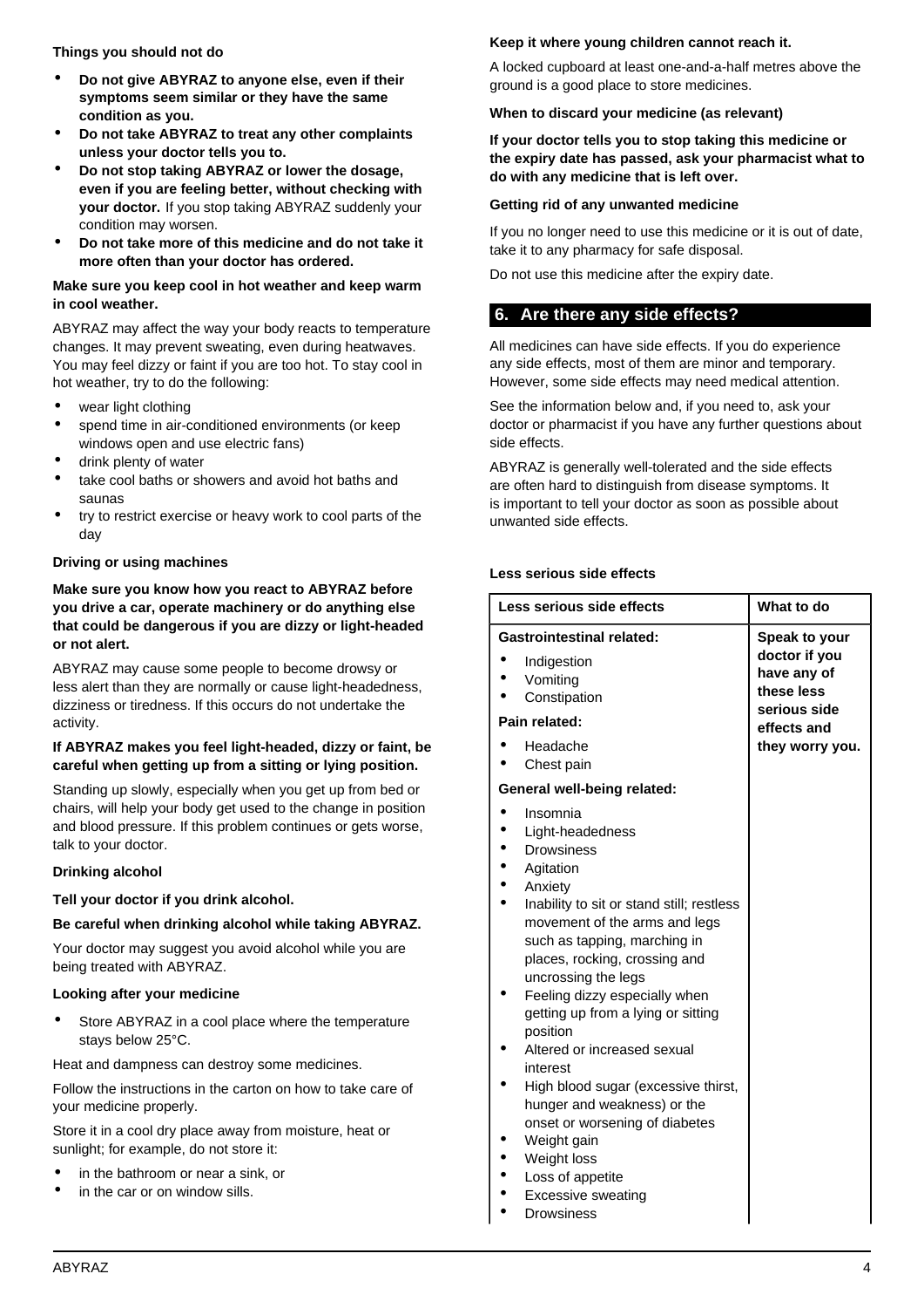**Things you should not do**

- **Do not give ABYRAZ to anyone else, even if their symptoms seem similar or they have the same condition as you.**
- **Do not take ABYRAZ to treat any other complaints unless your doctor tells you to.**
- **Do not stop taking ABYRAZ or lower the dosage, even if you are feeling better, without checking with your doctor.** If you stop taking ABYRAZ suddenly your condition may worsen.
- **Do not take more of this medicine and do not take it more often than your doctor has ordered.**

**Make sure you keep cool in hot weather and keep warm in cool weather.**

ABYRAZ may affect the way your body reacts to temperature changes. It may prevent sweating, even during heatwaves. You may feel dizzy or faint if you are too hot. To stay cool in hot weather, try to do the following:

- wear light clothing
- spend time in air-conditioned environments (or keep windows open and use electric fans)
- drink plenty of water
- take cool baths or showers and avoid hot baths and saunas
- try to restrict exercise or heavy work to cool parts of the day

**Driving or using machines**

**Make sure you know how you react to ABYRAZ before you drive a car, operate machinery or do anything else that could be dangerous if you are dizzy or light-headed or not alert.**

ABYRAZ may cause some people to become drowsy or less alert than they are normally or cause light-headedness, dizziness or tiredness. If this occurs do not undertake the activity.

**If ABYRAZ makes you feel light-headed, dizzy or faint, be careful when getting up from a sitting or lying position.**

Standing up slowly, especially when you get up from bed or chairs, will help your body get used to the change in position and blood pressure. If this problem continues or gets worse, talk to your doctor.

**Drinking alcohol**

**Tell your doctor if you drink alcohol.**

**Be careful when drinking alcohol while taking ABYRAZ.**

Your doctor may suggest you avoid alcohol while you are being treated with ABYRAZ.

**Looking after your medicine**

- Store ABYRAZ in a cool place where the temperature stays below 25°C.

Heat and dampness can destroy some medicines.

Follow the instructions in the carton on how to take care of your medicine properly.

Store it in a cool dry place away from moisture, heat or sunlight; for example, do not store it:

- in the bathroom or near a sink, or
- in the car or on window sills.

**Keep it where young children cannot reach it.**

A locked cupboard at least one-and-a-half metres above the ground is a good place to store medicines.

**When to discard your medicine (as relevant)**

**If your doctor tells you to stop taking this medicine or the expiry date has passed, ask your pharmacist what to do with any medicine that is left over.**

**Getting rid of any unwanted medicine**

If you no longer need to use this medicine or it is out of date, take it to any pharmacy for safe disposal.

Do not use this medicine after the expiry date.

## 6. Are there any side effects?

All medicines can have side effects. If you do experience any side effects, most of them are minor and temporary. However, some side effects may need medical attention.

See the information below and, if you need to, ask your doctor or pharmacist if you have any further questions about side effects.

ABYRAZ is generally well-tolerated and the side effects are often hard to distinguish from disease symptoms. It is important to tell your doctor as soon as possible about unwanted side effects.

**Less serious side effects**

| Less serious side effects | What to do |
|---|---|
| **Gastrointestinal related:**<br>• Indigestion<br>• Vomiting<br>• Constipation<br>**Pain related:**<br>• Headache<br>• Chest pain<br>**General well-being related:**<br>• Insomnia<br>• Light-headedness<br>• Drowsiness<br>• Agitation<br>• Anxiety<br>• Inability to sit or stand still; restless movement of the arms and legs such as tapping, marching in places, rocking, crossing and uncrossing the legs<br>• Feeling dizzy especially when getting up from a lying or sitting position<br>• Altered or increased sexual interest<br>• High blood sugar (excessive thirst, hunger and weakness) or the onset or worsening of diabetes<br>• Weight gain<br>• Weight loss<br>• Loss of appetite<br>• Excessive sweating<br>• Drowsiness | **Speak to your doctor if you have any of these less serious side effects and they worry you.** |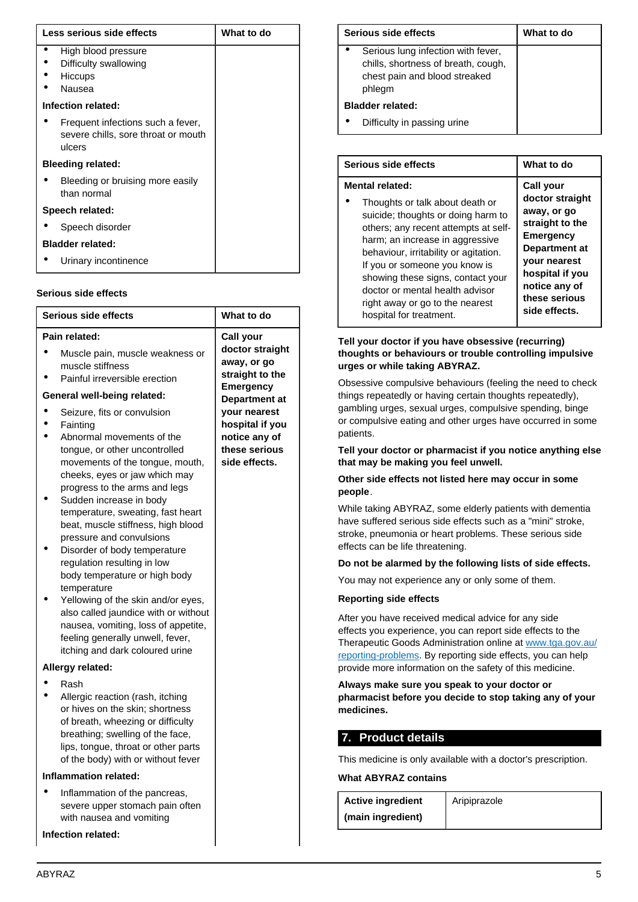| Less serious side effects | What to do |
|---|---|
| • High blood pressure<br>• Difficulty swallowing<br>• Hiccups<br>• Nausea<br>**Infection related:**<br>• Frequent infections such a fever, severe chills, sore throat or mouth ulcers<br>**Bleeding related:**<br>• Bleeding or bruising more easily than normal<br>**Speech related:**<br>• Speech disorder<br>**Bladder related:**<br>• Urinary incontinence | |

**Serious side effects**

| Serious side effects | What to do |
|---|---|
| **Pain related:**<br>• Muscle pain, muscle weakness or muscle stiffness<br>• Painful irreversible erection<br>**General well-being related:**<br>• Seizure, fits or convulsion<br>• Fainting<br>• Abnormal movements of the tongue, or other uncontrolled movements of the tongue, mouth, cheeks, eyes or jaw which may progress to the arms and legs<br>• Sudden increase in body temperature, sweating, fast heart beat, muscle stiffness, high blood pressure and convulsions<br>• Disorder of body temperature regulation resulting in low body temperature or high body temperature<br>• Yellowing of the skin and/or eyes, also called jaundice with or without nausea, vomiting, loss of appetite, feeling generally unwell, fever, itching and dark coloured urine<br>**Allergy related:**<br>• Rash<br>• Allergic reaction (rash, itching or hives on the skin; shortness of breath, wheezing or difficulty breathing; swelling of the face, lips, tongue, throat or other parts of the body) with or without fever<br>**Inflammation related:**<br>• Inflammation of the pancreas, severe upper stomach pain often with nausea and vomiting<br>**Infection related:**<br>• Serious lung infection with fever, chills, shortness of breath, cough, chest pain and blood streaked phlegm<br>**Bladder related:**<br>• Difficulty in passing urine | **Call your doctor straight away, or go straight to the Emergency Department at your nearest hospital if you notice any of these serious side effects.** |

| Serious side effects | What to do |
|---|---|
| **Mental related:**<br>• Thoughts or talk about death or suicide; thoughts or doing harm to others; any recent attempts at self-harm; an increase in aggressive behaviour, irritability or agitation. If you or someone you know is showing these signs, contact your doctor or mental health advisor right away or go to the nearest hospital for treatment. | **Call your doctor straight away, or go straight to the Emergency Department at your nearest hospital if you notice any of these serious side effects.** |

**Tell your doctor if you have obsessive (recurring) thoughts or behaviours or trouble controlling impulsive urges or while taking ABYRAZ.**

Obsessive compulsive behaviours (feeling the need to check things repeatedly or having certain thoughts repeatedly), gambling urges, sexual urges, compulsive spending, binge or compulsive eating and other urges have occurred in some patients.

**Tell your doctor or pharmacist if you notice anything else that may be making you feel unwell.**

**Other side effects not listed here may occur in some people**.

While taking ABYRAZ, some elderly patients with dementia have suffered serious side effects such as a "mini" stroke, stroke, pneumonia or heart problems. These serious side effects can be life threatening.

**Do not be alarmed by the following lists of side effects.**

You may not experience any or only some of them.

**Reporting side effects**

After you have received medical advice for any side effects you experience, you can report side effects to the Therapeutic Goods Administration online at www.tga.gov.au/reporting-problems. By reporting side effects, you can help provide more information on the safety of this medicine.

**Always make sure you speak to your doctor or pharmacist before you decide to stop taking any of your medicines.**

## 7. Product details

This medicine is only available with a doctor's prescription.

**What ABYRAZ contains**

| **Active ingredient (main ingredient)** | Aripiprazole |
|---|---|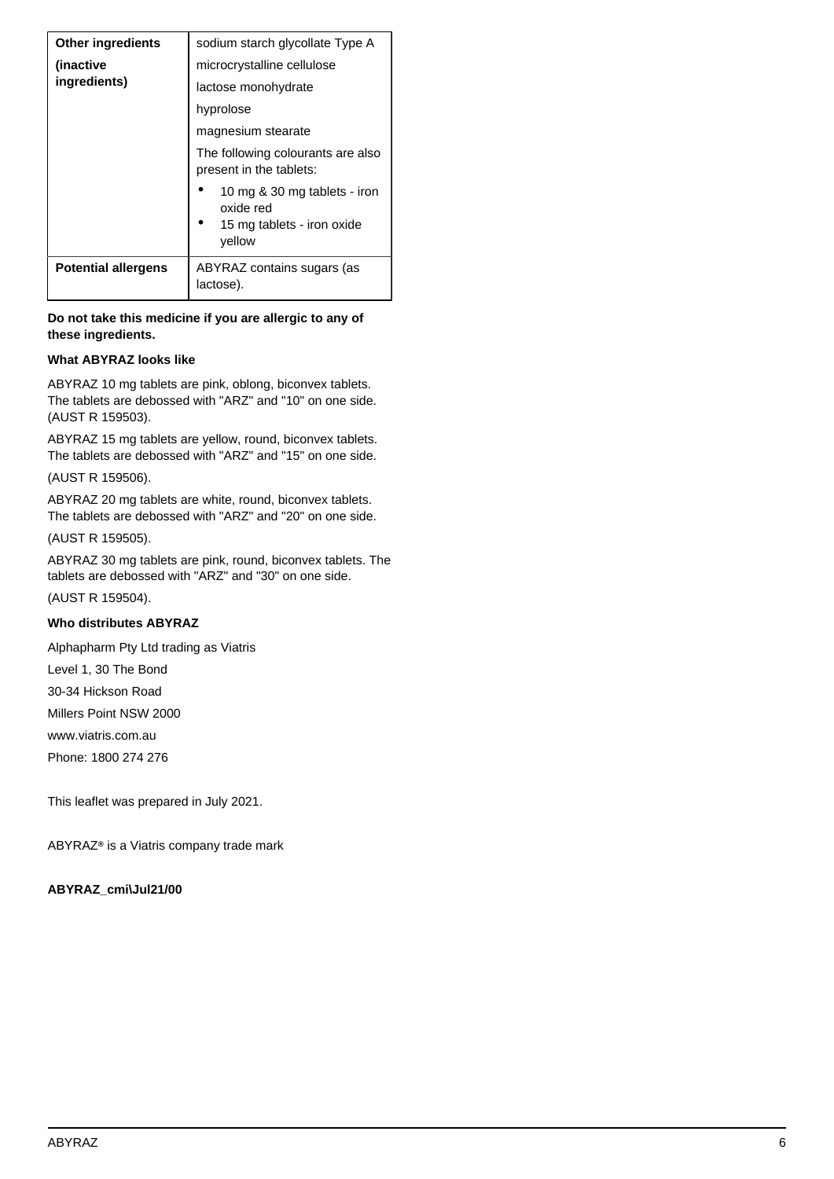| | |
|---|---|
| **Other ingredients (inactive ingredients)** | sodium starch glycollate Type A<br>microcrystalline cellulose<br>lactose monohydrate<br>hyprolose<br>magnesium stearate<br>The following colourants are also present in the tablets:<br>• 10 mg & 30 mg tablets - iron oxide red<br>• 15 mg tablets - iron oxide yellow |
| **Potential allergens** | ABYRAZ contains sugars (as lactose). |

**Do not take this medicine if you are allergic to any of these ingredients.**

**What ABYRAZ looks like**

ABYRAZ 10 mg tablets are pink, oblong, biconvex tablets. The tablets are debossed with "ARZ" and "10" on one side. (AUST R 159503).

ABYRAZ 15 mg tablets are yellow, round, biconvex tablets. The tablets are debossed with "ARZ" and "15" on one side.

(AUST R 159506).

ABYRAZ 20 mg tablets are white, round, biconvex tablets. The tablets are debossed with "ARZ" and "20" on one side.

(AUST R 159505).

ABYRAZ 30 mg tablets are pink, round, biconvex tablets. The tablets are debossed with "ARZ" and "30" on one side.

(AUST R 159504).

**Who distributes ABYRAZ**

Alphapharm Pty Ltd trading as Viatris

Level 1, 30 The Bond

30-34 Hickson Road

Millers Point NSW 2000

www.viatris.com.au

Phone: 1800 274 276

This leaflet was prepared in July 2021.

ABYRAZ® is a Viatris company trade mark

**ABYRAZ_cmi\Jul21/00**